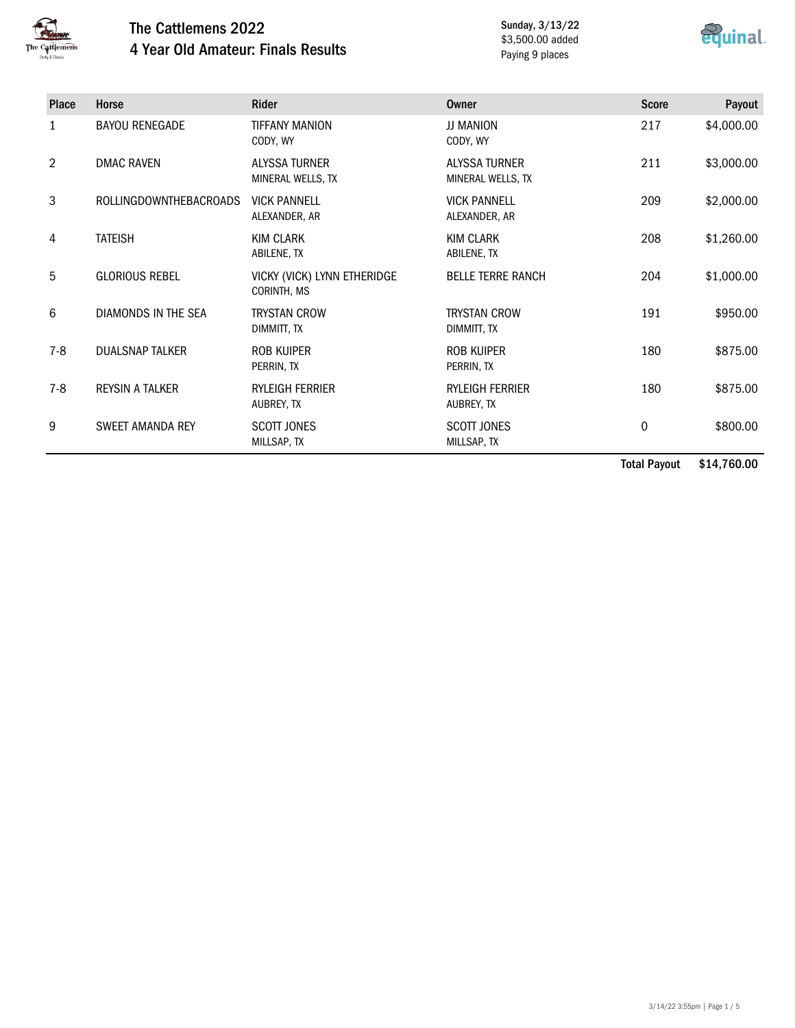# The Cattlemens 2022
## 4 Year Old Amateur: Finals Results

Sunday, 3/13/22
$3,500.00 added
Paying 9 places

| Place | Horse | Rider | Owner | Score | Payout |
|---|---|---|---|---|---|
| 1 | BAYOU RENEGADE | TIFFANY MANION<br>CODY, WY | JJ MANION<br>CODY, WY | 217 | $4,000.00 |
| 2 | DMAC RAVEN | ALYSSA TURNER<br>MINERAL WELLS, TX | ALYSSA TURNER<br>MINERAL WELLS, TX | 211 | $3,000.00 |
| 3 | ROLLINGDOWNTHEBACROADS | VICK PANNELL<br>ALEXANDER, AR | VICK PANNELL<br>ALEXANDER, AR | 209 | $2,000.00 |
| 4 | TATEISH | KIM CLARK<br>ABILENE, TX | KIM CLARK<br>ABILENE, TX | 208 | $1,260.00 |
| 5 | GLORIOUS REBEL | VICKY (VICK) LYNN ETHERIDGE<br>CORINTH, MS | BELLE TERRE RANCH | 204 | $1,000.00 |
| 6 | DIAMONDS IN THE SEA | TRYSTAN CROW<br>DIMMITT, TX | TRYSTAN CROW<br>DIMMITT, TX | 191 | $950.00 |
| 7-8 | DUALSNAP TALKER | ROB KUIPER<br>PERRIN, TX | ROB KUIPER<br>PERRIN, TX | 180 | $875.00 |
| 7-8 | REYSIN A TALKER | RYLEIGH FERRIER<br>AUBREY, TX | RYLEIGH FERRIER<br>AUBREY, TX | 180 | $875.00 |
| 9 | SWEET AMANDA REY | SCOTT JONES<br>MILLSAP, TX | SCOTT JONES<br>MILLSAP, TX | 0 | $800.00 |
| | | | | **Total Payout** | **$14,760.00** |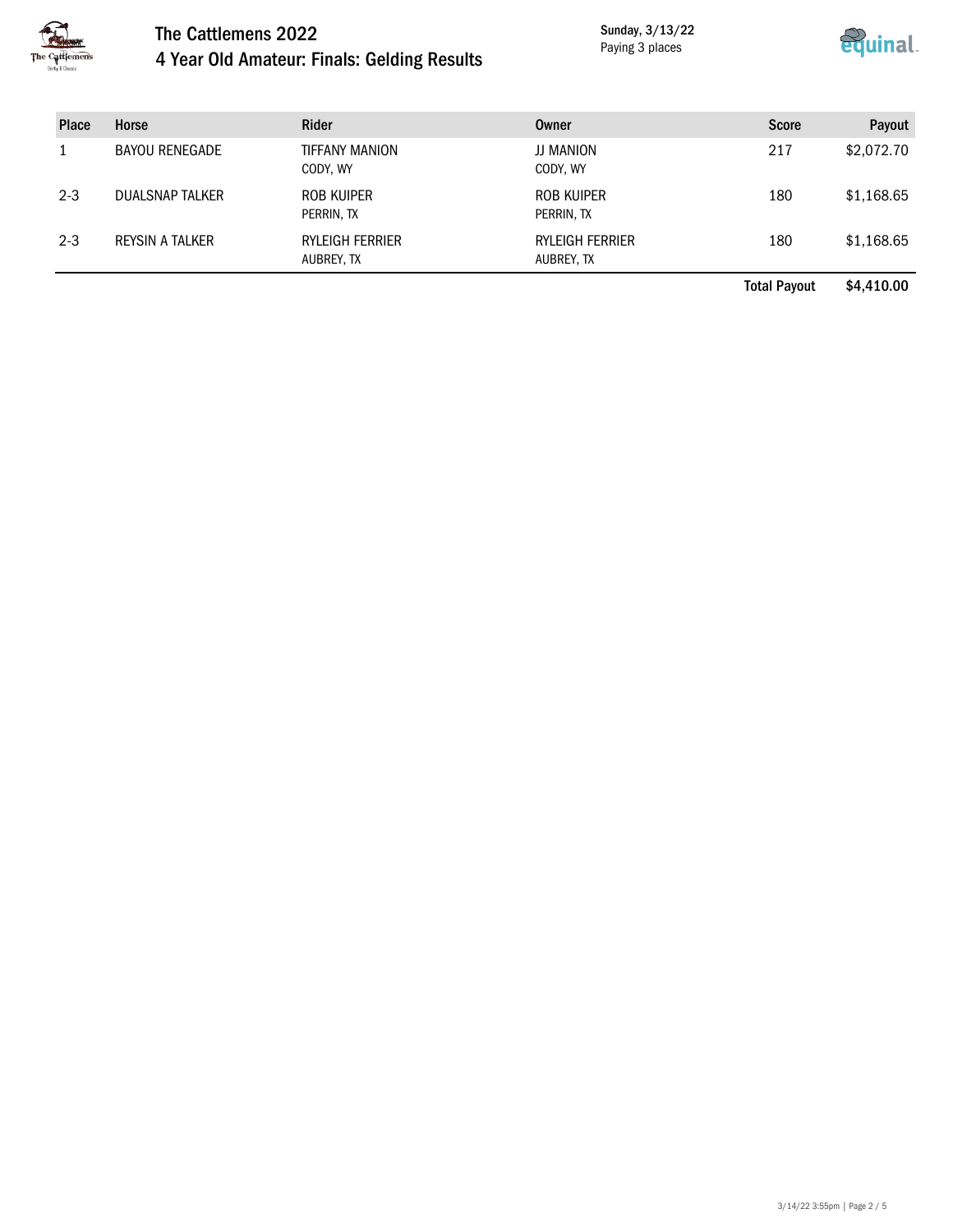# The Cattlemens 2022

## 4 Year Old Amateur: Finals: Gelding Results

Sunday, 3/13/22
Paying 3 places

| Place | Horse | Rider | Owner | Score | Payout |
|---|---|---|---|---|---|
| 1 | BAYOU RENEGADE | TIFFANY MANION<br>CODY, WY | JJ MANION<br>CODY, WY | 217 | $2,072.70 |
| 2-3 | DUALSNAP TALKER | ROB KUIPER<br>PERRIN, TX | ROB KUIPER<br>PERRIN, TX | 180 | $1,168.65 |
| 2-3 | REYSIN A TALKER | RYLEIGH FERRIER<br>AUBREY, TX | RYLEIGH FERRIER<br>AUBREY, TX | 180 | $1,168.65 |
| | | | | **Total Payout** | **$4,410.00** |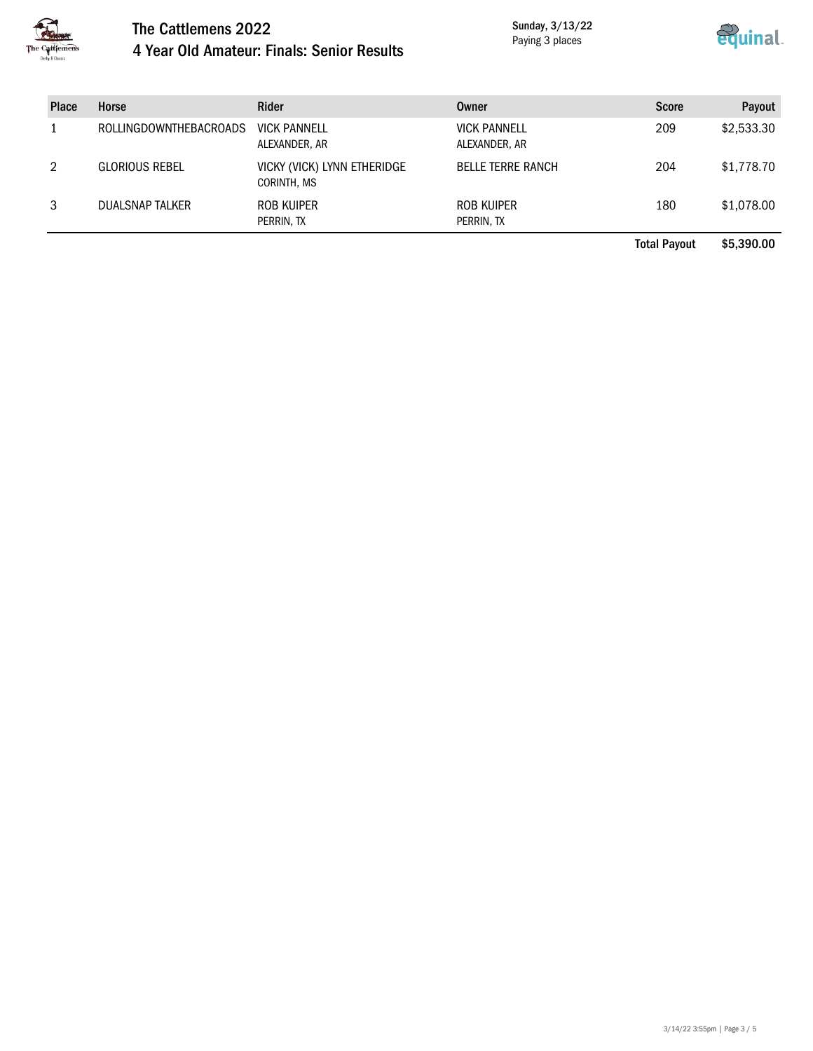# The Cattlemens 2022

## 4 Year Old Amateur: Finals: Senior Results

Sunday, 3/13/22
Paying 3 places

| Place | Horse | Rider | Owner | Score | Payout |
|---|---|---|---|---|---|
| 1 | ROLLINGDOWNTHEBACROADS | VICK PANNELL<br>ALEXANDER, AR | VICK PANNELL<br>ALEXANDER, AR | 209 | $2,533.30 |
| 2 | GLORIOUS REBEL | VICKY (VICK) LYNN ETHERIDGE<br>CORINTH, MS | BELLE TERRE RANCH | 204 | $1,778.70 |
| 3 | DUALSNAP TALKER | ROB KUIPER<br>PERRIN, TX | ROB KUIPER<br>PERRIN, TX | 180 | $1,078.00 |
| | | | | **Total Payout** | **$5,390.00** |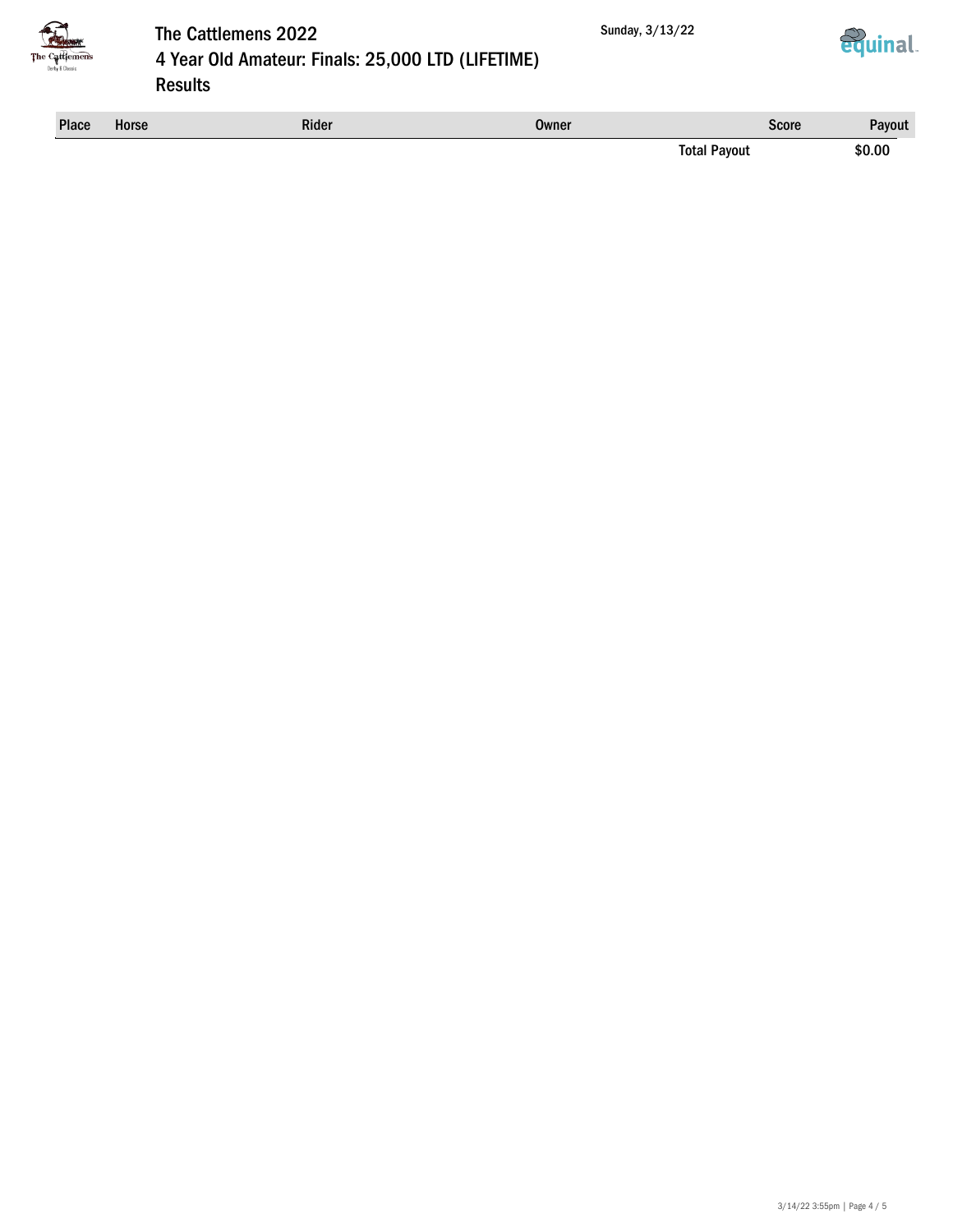# The Cattlemens 2022

## 4 Year Old Amateur: Finals: 25,000 LTD (LIFETIME)

### Results

Sunday, 3/13/22

| Place | Horse | Rider | Owner | Score | Payout |
|---|---|---|---|---|---|
| | | | | Total Payout | $0.00 |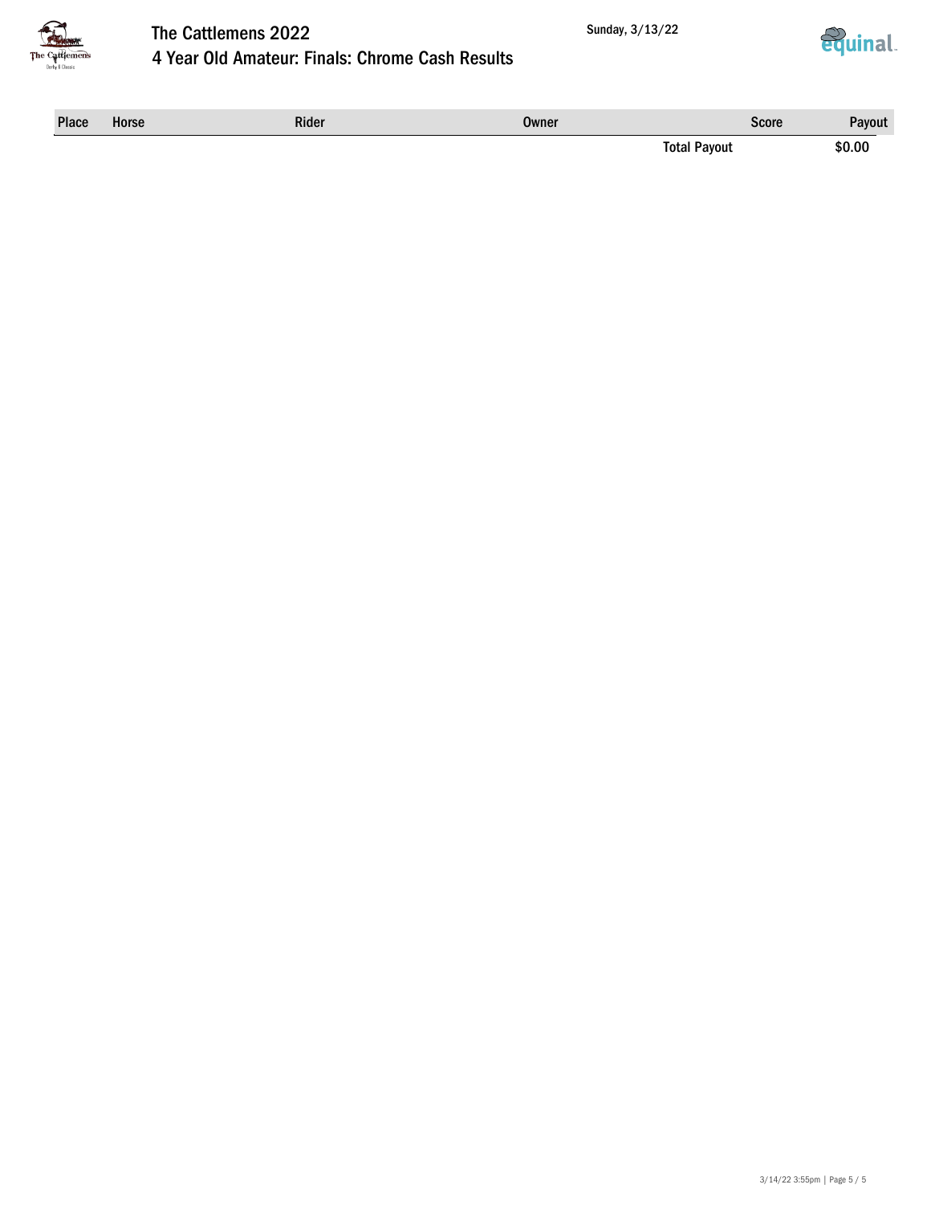# The Cattlemens 2022

## 4 Year Old Amateur: Finals: Chrome Cash Results

Sunday, 3/13/22

| Place | Horse | Rider | Owner | Score | Payout |
| --- | --- | --- | --- | --- | --- |
| | | | | Total Payout | $0.00 |